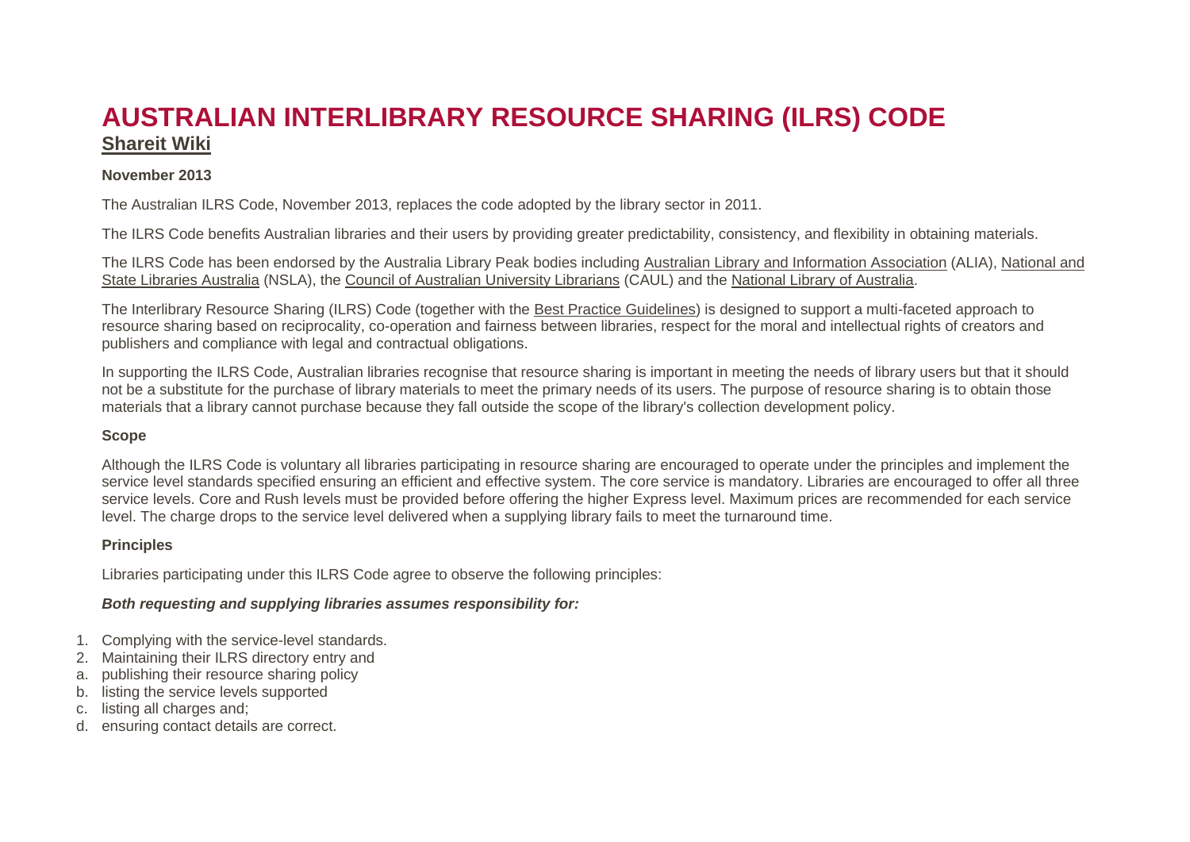# AUSTRALIAN INTERLIBRARY RESOURCE SHARING (ILRS) CODE

**Shareit Wiki**

**November 2013**

The Australian ILRS Code, November 2013, replaces the code adopted by the library sector in 2011.

The ILRS Code benefits Australian libraries and their users by providing greater predictability, consistency, and flexibility in obtaining materials.

The ILRS Code has been endorsed by the Australia Library Peak bodies including Australian Library and Information Association (ALIA), National and State Libraries Australia (NSLA), the Council of Australian University Librarians (CAUL) and the National Library of Australia.

The Interlibrary Resource Sharing (ILRS) Code (together with the Best Practice Guidelines) is designed to support a multi-faceted approach to resource sharing based on reciprocality, co-operation and fairness between libraries, respect for the moral and intellectual rights of creators and publishers and compliance with legal and contractual obligations.

In supporting the ILRS Code, Australian libraries recognise that resource sharing is important in meeting the needs of library users but that it should not be a substitute for the purchase of library materials to meet the primary needs of its users. The purpose of resource sharing is to obtain those materials that a library cannot purchase because they fall outside the scope of the library's collection development policy.

**Scope**

Although the ILRS Code is voluntary all libraries participating in resource sharing are encouraged to operate under the principles and implement the service level standards specified ensuring an efficient and effective system. The core service is mandatory. Libraries are encouraged to offer all three service levels. Core and Rush levels must be provided before offering the higher Express level. Maximum prices are recommended for each service level. The charge drops to the service level delivered when a supplying library fails to meet the turnaround time.

**Principles**

Libraries participating under this ILRS Code agree to observe the following principles:

***Both requesting and supplying libraries assumes responsibility for:***

1. Complying with the service-level standards.
2. Maintaining their ILRS directory entry and

a. publishing their resource sharing policy
b. listing the service levels supported
c. listing all charges and;
d. ensuring contact details are correct.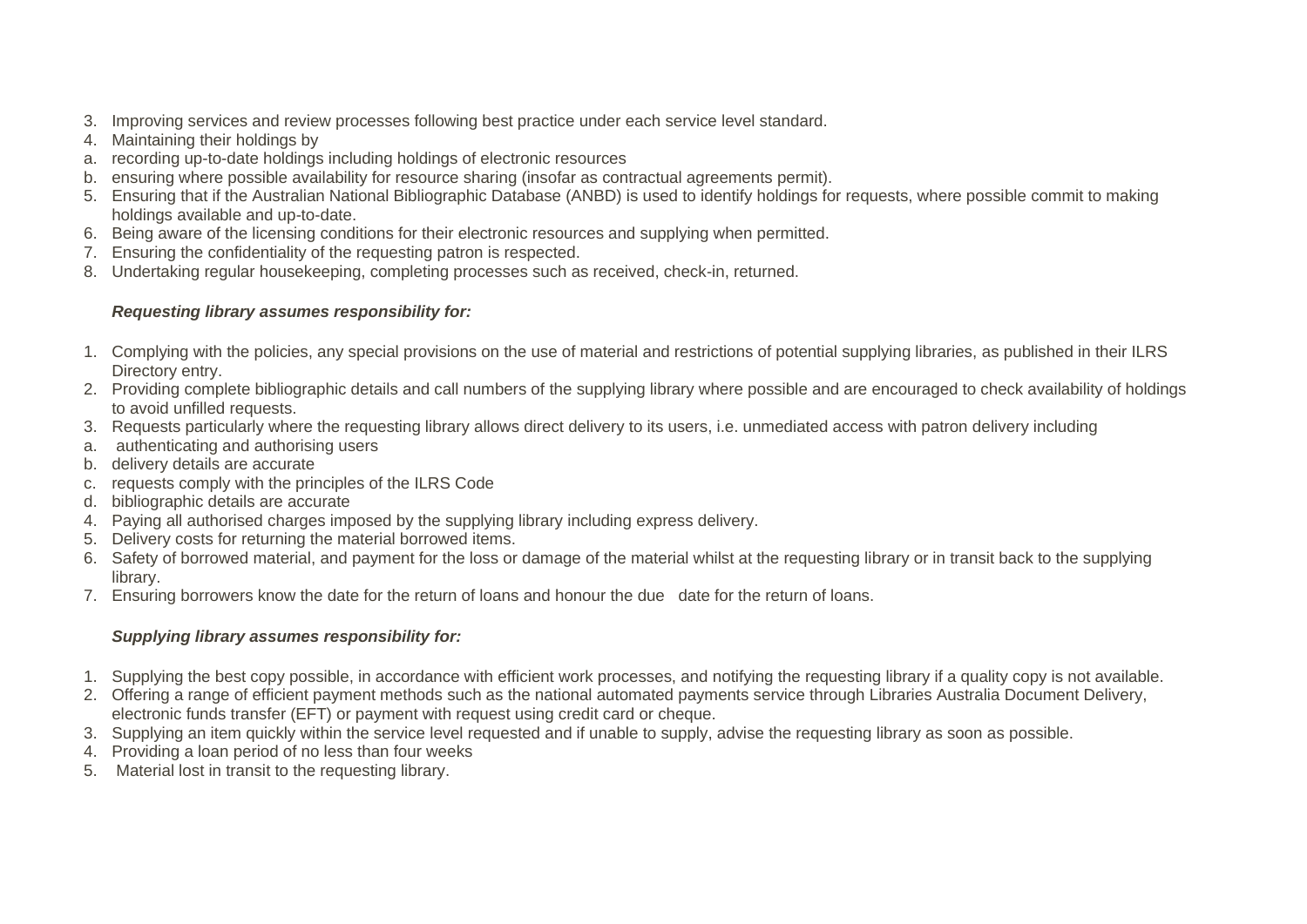3. Improving services and review processes following best practice under each service level standard.
4. Maintaining their holdings by
   a. recording up-to-date holdings including holdings of electronic resources
   b. ensuring where possible availability for resource sharing (insofar as contractual agreements permit).
5. Ensuring that if the Australian National Bibliographic Database (ANBD) is used to identify holdings for requests, where possible commit to making holdings available and up-to-date.
6. Being aware of the licensing conditions for their electronic resources and supplying when permitted.
7. Ensuring the confidentiality of the requesting patron is respected.
8. Undertaking regular housekeeping, completing processes such as received, check-in, returned.

***Requesting library assumes responsibility for:***

1. Complying with the policies, any special provisions on the use of material and restrictions of potential supplying libraries, as published in their ILRS Directory entry.
2. Providing complete bibliographic details and call numbers of the supplying library where possible and are encouraged to check availability of holdings to avoid unfilled requests.
3. Requests particularly where the requesting library allows direct delivery to its users, i.e. unmediated access with patron delivery including
   a. authenticating and authorising users
   b. delivery details are accurate
   c. requests comply with the principles of the ILRS Code
   d. bibliographic details are accurate
4. Paying all authorised charges imposed by the supplying library including express delivery.
5. Delivery costs for returning the material borrowed items.
6. Safety of borrowed material, and payment for the loss or damage of the material whilst at the requesting library or in transit back to the supplying library.
7. Ensuring borrowers know the date for the return of loans and honour the due date for the return of loans.

***Supplying library assumes responsibility for:***

1. Supplying the best copy possible, in accordance with efficient work processes, and notifying the requesting library if a quality copy is not available.
2. Offering a range of efficient payment methods such as the national automated payments service through Libraries Australia Document Delivery, electronic funds transfer (EFT) or payment with request using credit card or cheque.
3. Supplying an item quickly within the service level requested and if unable to supply, advise the requesting library as soon as possible.
4. Providing a loan period of no less than four weeks
5. Material lost in transit to the requesting library.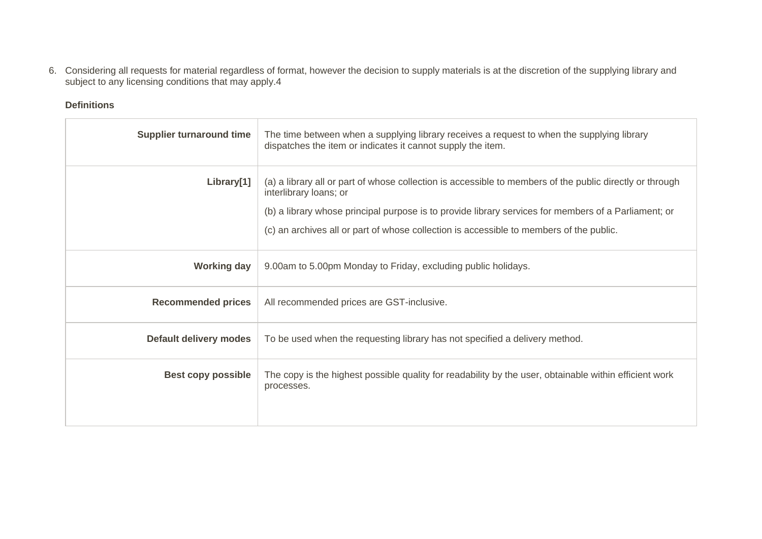6. Considering all requests for material regardless of format, however the decision to supply materials is at the discretion of the supplying library and subject to any licensing conditions that may apply.4

**Definitions**

| | |
|---|---|
| **Supplier turnaround time** | The time between when a supplying library receives a request to when the supplying library dispatches the item or indicates it cannot supply the item. |
| **Library[1]** | (a) a library all or part of whose collection is accessible to members of the public directly or through interlibrary loans; or<br><br>(b) a library whose principal purpose is to provide library services for members of a Parliament; or<br><br>(c) an archives all or part of whose collection is accessible to members of the public. |
| **Working day** | 9.00am to 5.00pm Monday to Friday, excluding public holidays. |
| **Recommended prices** | All recommended prices are GST-inclusive. |
| **Default delivery modes** | To be used when the requesting library has not specified a delivery method. |
| **Best copy possible** | The copy is the highest possible quality for readability by the user, obtainable within efficient work processes. |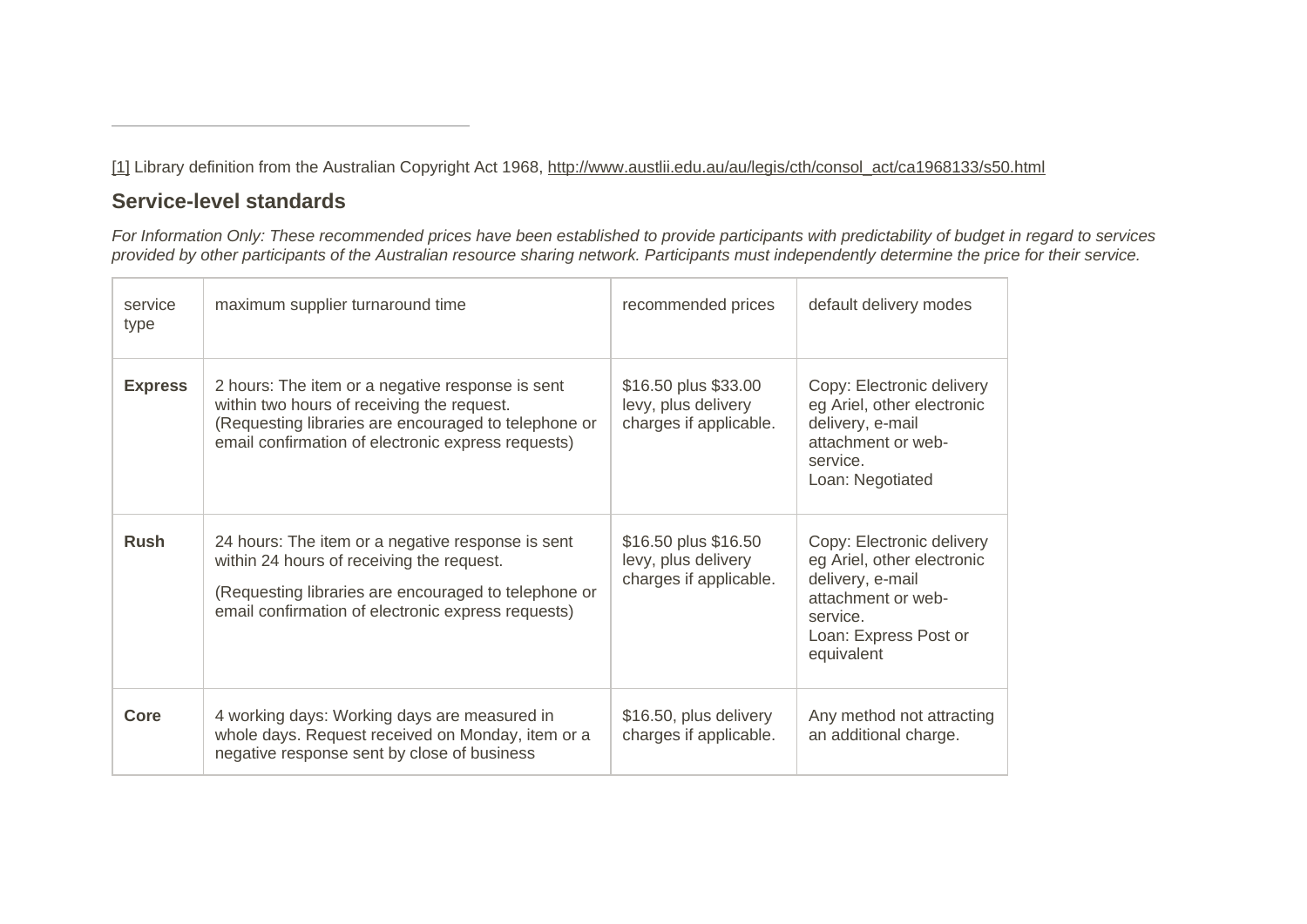[1] Library definition from the Australian Copyright Act 1968, http://www.austlii.edu.au/au/legis/cth/consol_act/ca1968133/s50.html

## Service-level standards

*For Information Only: These recommended prices have been established to provide participants with predictability of budget in regard to services provided by other participants of the Australian resource sharing network. Participants must independently determine the price for their service.*

| service type | maximum supplier turnaround time | recommended prices | default delivery modes |
|---|---|---|---|
| **Express** | 2 hours: The item or a negative response is sent within two hours of receiving the request. (Requesting libraries are encouraged to telephone or email confirmation of electronic express requests) | $16.50 plus $33.00 levy, plus delivery charges if applicable. | Copy: Electronic delivery eg Ariel, other electronic delivery, e-mail attachment or web-service.<br>Loan: Negotiated |
| **Rush** | 24 hours: The item or a negative response is sent within 24 hours of receiving the request.<br>(Requesting libraries are encouraged to telephone or email confirmation of electronic express requests) | $16.50 plus $16.50 levy, plus delivery charges if applicable. | Copy: Electronic delivery eg Ariel, other electronic delivery, e-mail attachment or web-service.<br>Loan: Express Post or equivalent |
| **Core** | 4 working days: Working days are measured in whole days. Request received on Monday, item or a negative response sent by close of business | $16.50, plus delivery charges if applicable. | Any method not attracting an additional charge. |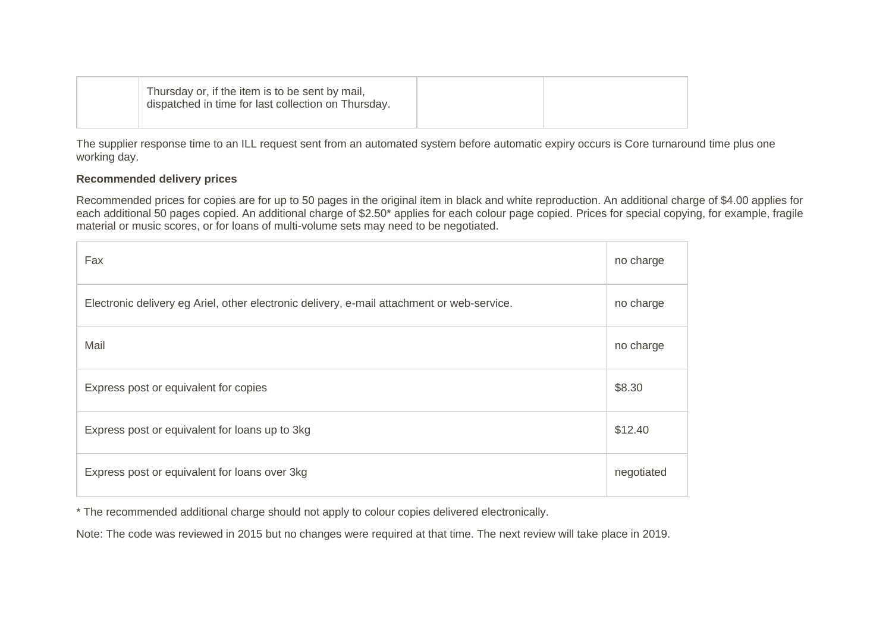| | | | |
|---|---|---|---|
| | Thursday or, if the item is to be sent by mail, dispatched in time for last collection on Thursday. | | |

The supplier response time to an ILL request sent from an automated system before automatic expiry occurs is Core turnaround time plus one working day.

**Recommended delivery prices**

Recommended prices for copies are for up to 50 pages in the original item in black and white reproduction. An additional charge of $4.00 applies for each additional 50 pages copied. An additional charge of $2.50* applies for each colour page copied. Prices for special copying, for example, fragile material or music scores, or for loans of multi-volume sets may need to be negotiated.

| | |
|---|---|
| Fax | no charge |
| Electronic delivery eg Ariel, other electronic delivery, e-mail attachment or web-service. | no charge |
| Mail | no charge |
| Express post or equivalent for copies | $8.30 |
| Express post or equivalent for loans up to 3kg | $12.40 |
| Express post or equivalent for loans over 3kg | negotiated |

* The recommended additional charge should not apply to colour copies delivered electronically.

Note: The code was reviewed in 2015 but no changes were required at that time. The next review will take place in 2019.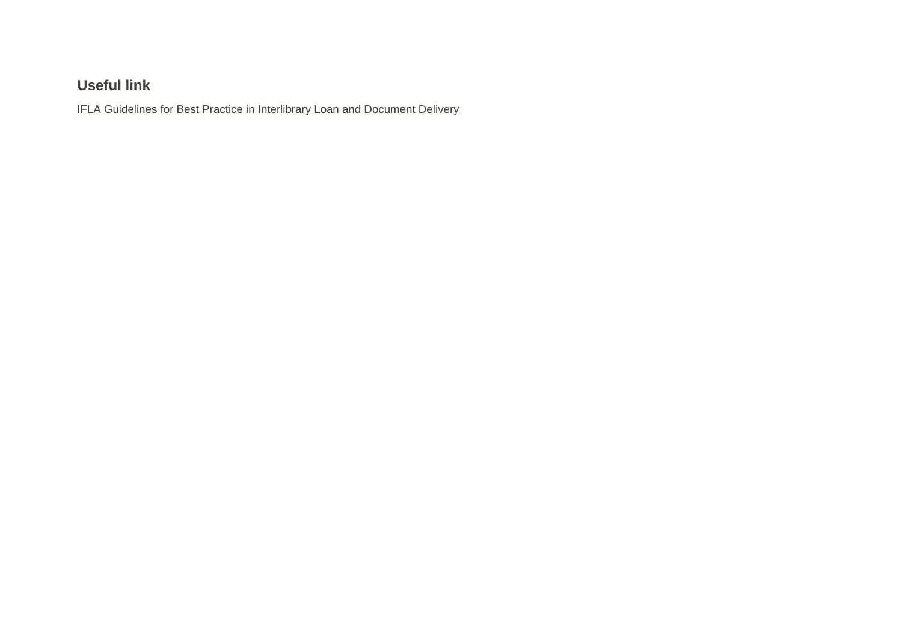## Useful link

IFLA Guidelines for Best Practice in Interlibrary Loan and Document Delivery